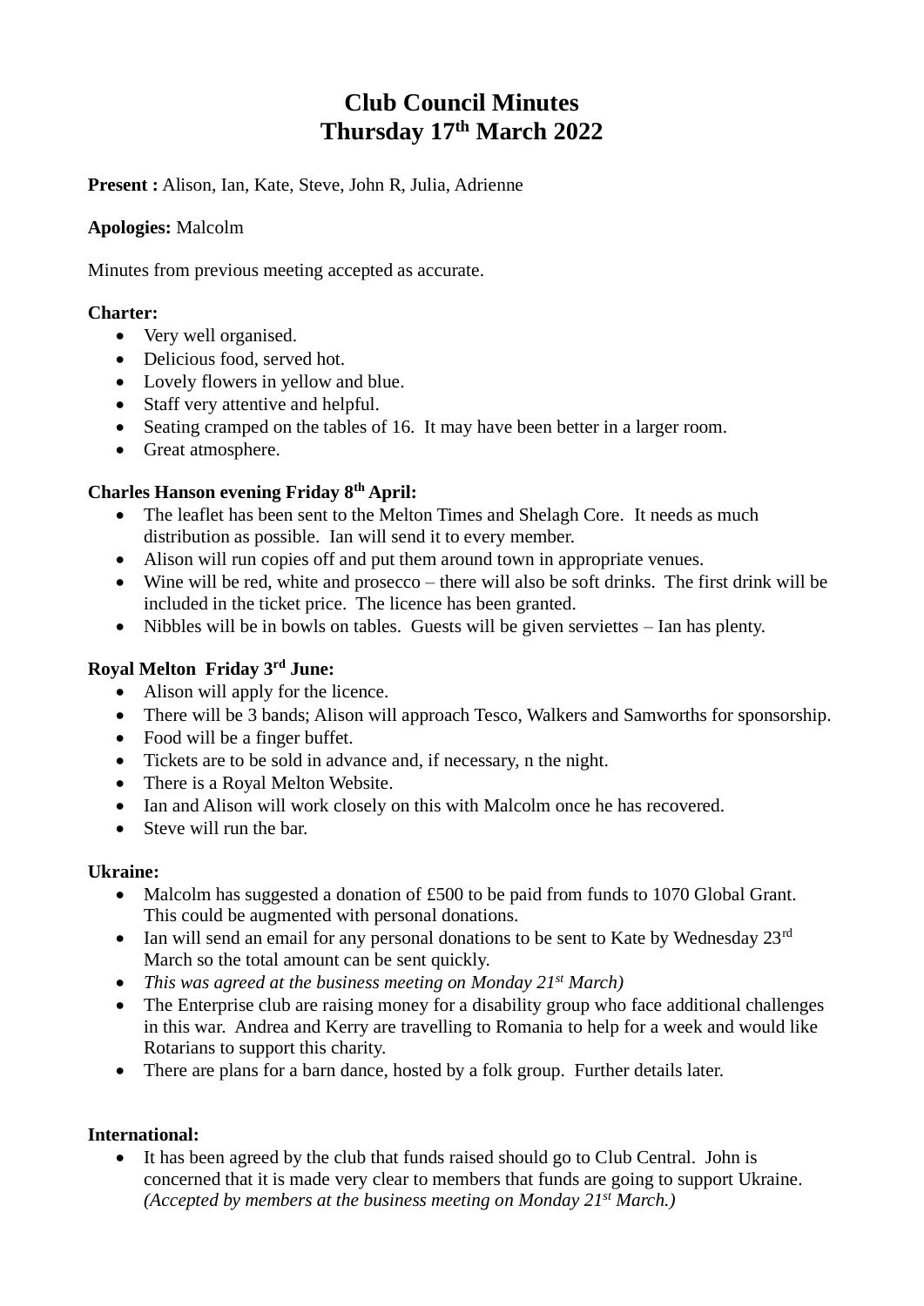# Club Council Minutes
# Thursday 17th March 2022

**Present :** Alison, Ian, Kate, Steve, John R, Julia, Adrienne

**Apologies:** Malcolm

Minutes from previous meeting accepted as accurate.

**Charter:**

- Very well organised.
- Delicious food, served hot.
- Lovely flowers in yellow and blue.
- Staff very attentive and helpful.
- Seating cramped on the tables of 16. It may have been better in a larger room.
- Great atmosphere.

**Charles Hanson evening Friday 8th April:**

- The leaflet has been sent to the Melton Times and Shelagh Core. It needs as much distribution as possible. Ian will send it to every member.
- Alison will run copies off and put them around town in appropriate venues.
- Wine will be red, white and prosecco – there will also be soft drinks. The first drink will be included in the ticket price. The licence has been granted.
- Nibbles will be in bowls on tables. Guests will be given serviettes – Ian has plenty.

**Royal Melton Friday 3rd June:**

- Alison will apply for the licence.
- There will be 3 bands; Alison will approach Tesco, Walkers and Samworths for sponsorship.
- Food will be a finger buffet.
- Tickets are to be sold in advance and, if necessary, n the night.
- There is a Royal Melton Website.
- Ian and Alison will work closely on this with Malcolm once he has recovered.
- Steve will run the bar.

**Ukraine:**

- Malcolm has suggested a donation of £500 to be paid from funds to 1070 Global Grant. This could be augmented with personal donations.
- Ian will send an email for any personal donations to be sent to Kate by Wednesday 23rd March so the total amount can be sent quickly.
- *This was agreed at the business meeting on Monday 21st March)*
- The Enterprise club are raising money for a disability group who face additional challenges in this war. Andrea and Kerry are travelling to Romania to help for a week and would like Rotarians to support this charity.
- There are plans for a barn dance, hosted by a folk group. Further details later.

**International:**

- It has been agreed by the club that funds raised should go to Club Central. John is concerned that it is made very clear to members that funds are going to support Ukraine. *(Accepted by members at the business meeting on Monday 21st March.)*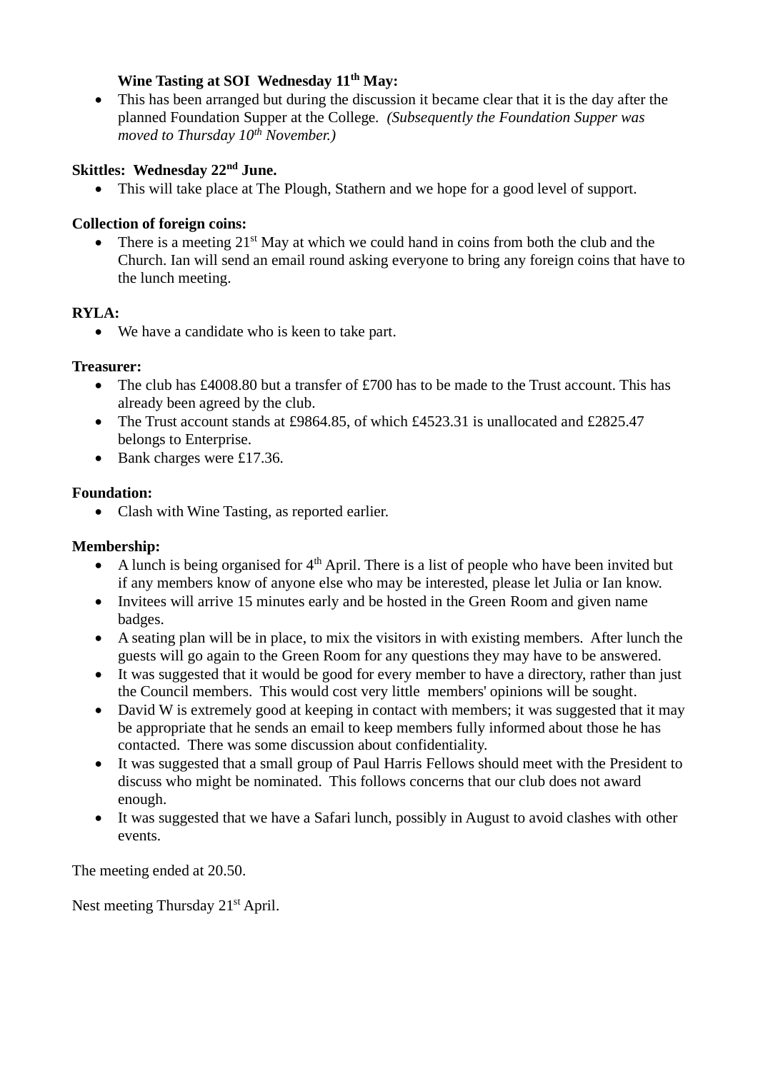**Wine Tasting at SOI Wednesday 11th May:**

- This has been arranged but during the discussion it became clear that it is the day after the planned Foundation Supper at the College. *(Subsequently the Foundation Supper was moved to Thursday 10th November.)*

**Skittles: Wednesday 22nd June.**

- This will take place at The Plough, Stathern and we hope for a good level of support.

**Collection of foreign coins:**

- There is a meeting 21st May at which we could hand in coins from both the club and the Church. Ian will send an email round asking everyone to bring any foreign coins that have to the lunch meeting.

**RYLA:**

- We have a candidate who is keen to take part.

**Treasurer:**

- The club has £4008.80 but a transfer of £700 has to be made to the Trust account. This has already been agreed by the club.
- The Trust account stands at £9864.85, of which £4523.31 is unallocated and £2825.47 belongs to Enterprise.
- Bank charges were £17.36.

**Foundation:**

- Clash with Wine Tasting, as reported earlier.

**Membership:**

- A lunch is being organised for 4th April. There is a list of people who have been invited but if any members know of anyone else who may be interested, please let Julia or Ian know.
- Invitees will arrive 15 minutes early and be hosted in the Green Room and given name badges.
- A seating plan will be in place, to mix the visitors in with existing members. After lunch the guests will go again to the Green Room for any questions they may have to be answered.
- It was suggested that it would be good for every member to have a directory, rather than just the Council members. This would cost very little members' opinions will be sought.
- David W is extremely good at keeping in contact with members; it was suggested that it may be appropriate that he sends an email to keep members fully informed about those he has contacted. There was some discussion about confidentiality.
- It was suggested that a small group of Paul Harris Fellows should meet with the President to discuss who might be nominated. This follows concerns that our club does not award enough.
- It was suggested that we have a Safari lunch, possibly in August to avoid clashes with other events.

The meeting ended at 20.50.

Nest meeting Thursday 21st April.